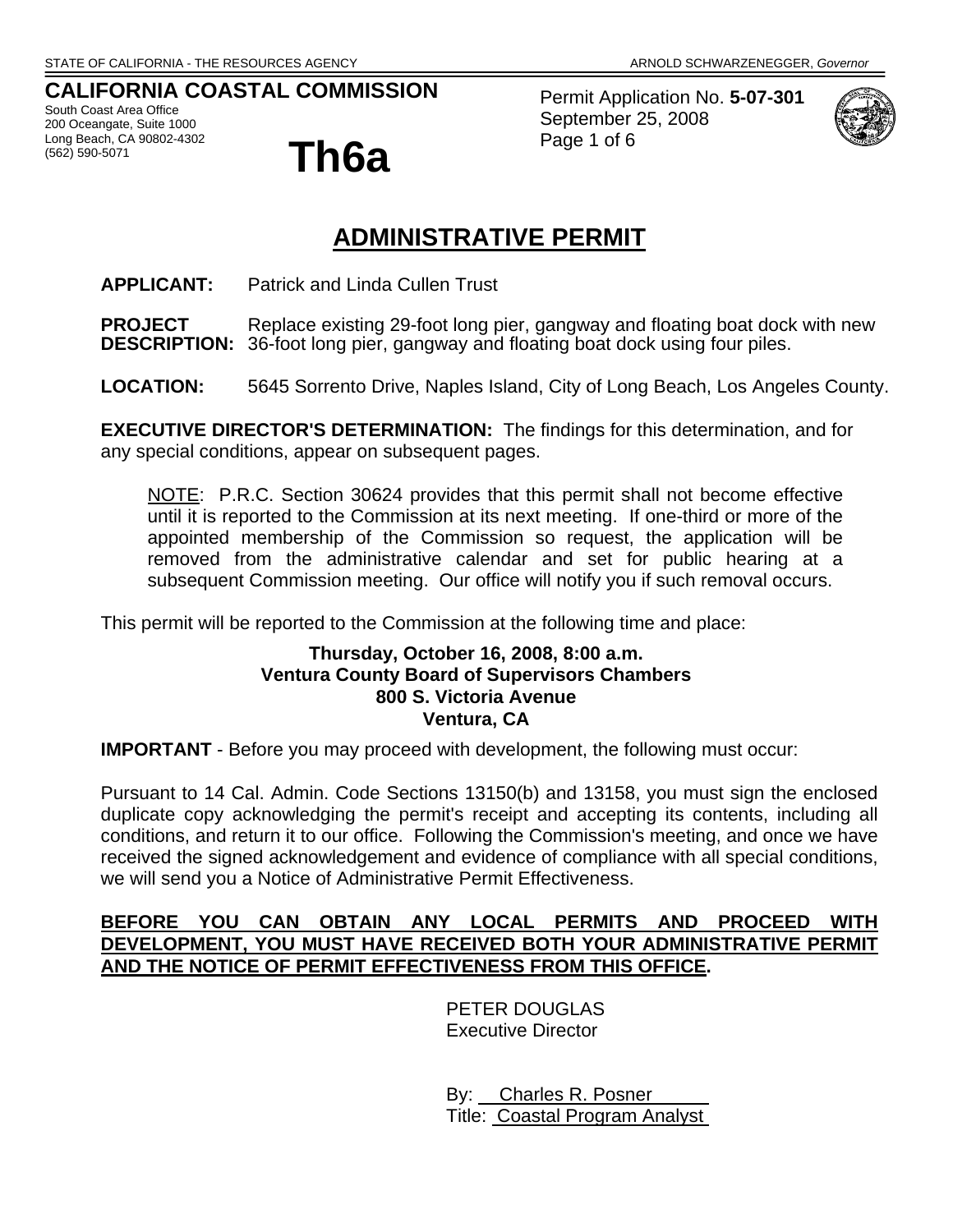STATE OF CALIFORNIA - THE RESOURCES AGENCY ARNOLD SCHWARZENEGGER, *Governor*

**CALIFORNIA COASTAL COMMISSION**
South Coast Area Office
200 Oceangate, Suite 1000
Long Beach, CA 90802-4302
(562) 590-5071

# Th6a

Permit Application No. **5-07-301**
September 25, 2008

## ADMINISTRATIVE PERMIT

**APPLICANT:** Patrick and Linda Cullen Trust

**PROJECT DESCRIPTION:** Replace existing 29-foot long pier, gangway and floating boat dock with new 36-foot long pier, gangway and floating boat dock using four piles.

**LOCATION:** 5645 Sorrento Drive, Naples Island, City of Long Beach, Los Angeles County.

**EXECUTIVE DIRECTOR'S DETERMINATION:** The findings for this determination, and for any special conditions, appear on subsequent pages.

> NOTE: P.R.C. Section 30624 provides that this permit shall not become effective until it is reported to the Commission at its next meeting. If one-third or more of the appointed membership of the Commission so request, the application will be removed from the administrative calendar and set for public hearing at a subsequent Commission meeting. Our office will notify you if such removal occurs.

This permit will be reported to the Commission at the following time and place:

**Thursday, October 16, 2008, 8:00 a.m.**
**Ventura County Board of Supervisors Chambers**
**800 S. Victoria Avenue**
**Ventura, CA**

**IMPORTANT** - Before you may proceed with development, the following must occur:

Pursuant to 14 Cal. Admin. Code Sections 13150(b) and 13158, you must sign the enclosed duplicate copy acknowledging the permit's receipt and accepting its contents, including all conditions, and return it to our office. Following the Commission's meeting, and once we have received the signed acknowledgement and evidence of compliance with all special conditions, we will send you a Notice of Administrative Permit Effectiveness.

**BEFORE YOU CAN OBTAIN ANY LOCAL PERMITS AND PROCEED WITH DEVELOPMENT, YOU MUST HAVE RECEIVED BOTH YOUR ADMINISTRATIVE PERMIT AND THE NOTICE OF PERMIT EFFECTIVENESS FROM THIS OFFICE.**

PETER DOUGLAS
Executive Director

By: Charles R. Posner
Title: Coastal Program Analyst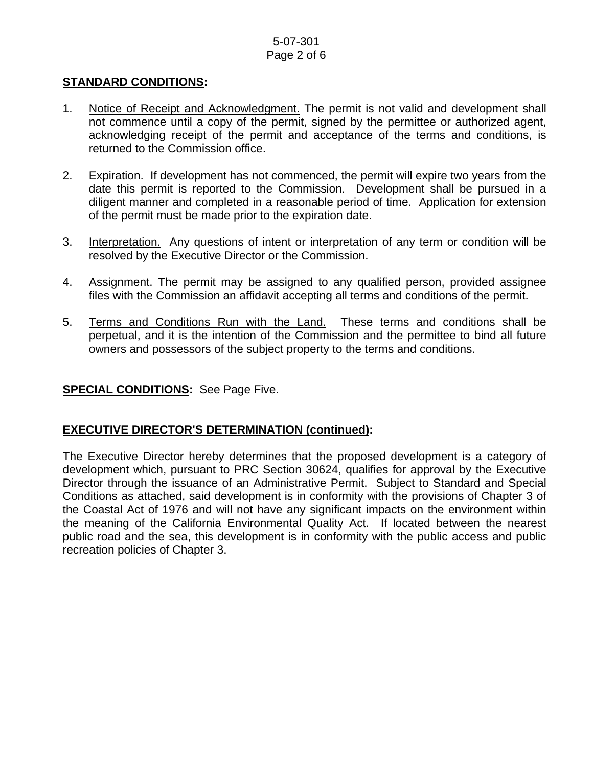## STANDARD CONDITIONS:

1. Notice of Receipt and Acknowledgment. The permit is not valid and development shall not commence until a copy of the permit, signed by the permittee or authorized agent, acknowledging receipt of the permit and acceptance of the terms and conditions, is returned to the Commission office.

2. Expiration. If development has not commenced, the permit will expire two years from the date this permit is reported to the Commission. Development shall be pursued in a diligent manner and completed in a reasonable period of time. Application for extension of the permit must be made prior to the expiration date.

3. Interpretation. Any questions of intent or interpretation of any term or condition will be resolved by the Executive Director or the Commission.

4. Assignment. The permit may be assigned to any qualified person, provided assignee files with the Commission an affidavit accepting all terms and conditions of the permit.

5. Terms and Conditions Run with the Land. These terms and conditions shall be perpetual, and it is the intention of the Commission and the permittee to bind all future owners and possessors of the subject property to the terms and conditions.

**SPECIAL CONDITIONS:** See Page Five.

## EXECUTIVE DIRECTOR'S DETERMINATION (continued):

The Executive Director hereby determines that the proposed development is a category of development which, pursuant to PRC Section 30624, qualifies for approval by the Executive Director through the issuance of an Administrative Permit. Subject to Standard and Special Conditions as attached, said development is in conformity with the provisions of Chapter 3 of the Coastal Act of 1976 and will not have any significant impacts on the environment within the meaning of the California Environmental Quality Act. If located between the nearest public road and the sea, this development is in conformity with the public access and public recreation policies of Chapter 3.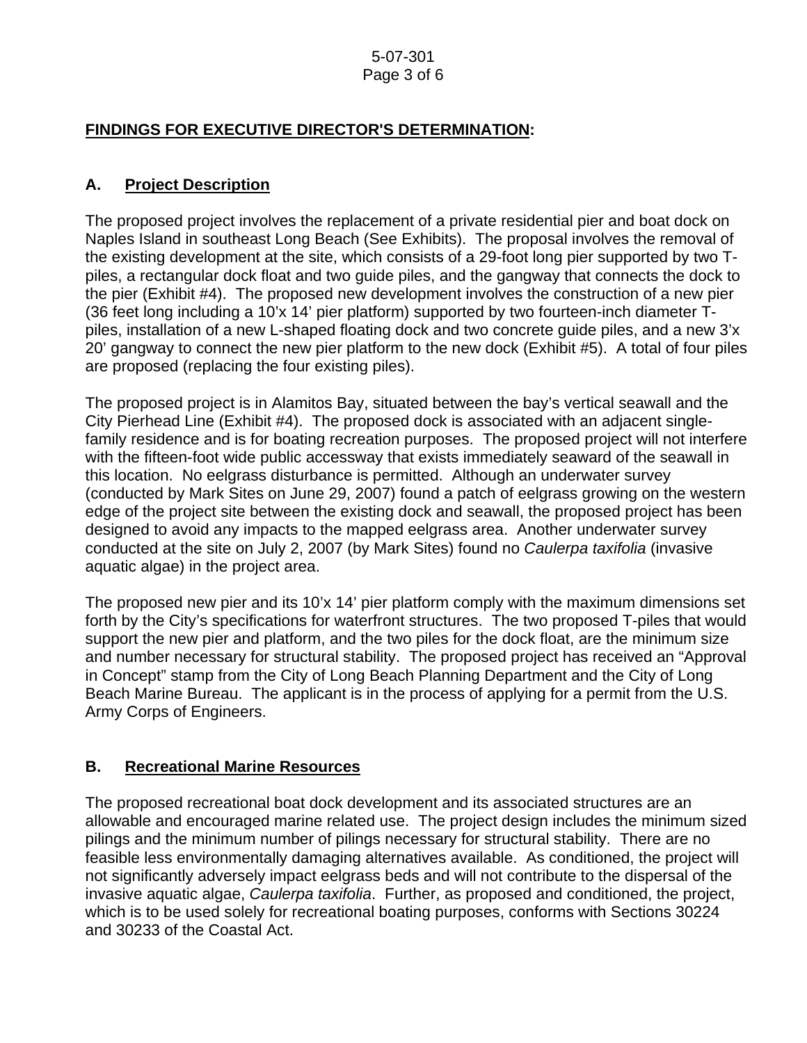## FINDINGS FOR EXECUTIVE DIRECTOR'S DETERMINATION:

### A. Project Description

The proposed project involves the replacement of a private residential pier and boat dock on Naples Island in southeast Long Beach (See Exhibits). The proposal involves the removal of the existing development at the site, which consists of a 29-foot long pier supported by two T-piles, a rectangular dock float and two guide piles, and the gangway that connects the dock to the pier (Exhibit #4). The proposed new development involves the construction of a new pier (36 feet long including a 10'x 14' pier platform) supported by two fourteen-inch diameter T-piles, installation of a new L-shaped floating dock and two concrete guide piles, and a new 3'x 20' gangway to connect the new pier platform to the new dock (Exhibit #5). A total of four piles are proposed (replacing the four existing piles).

The proposed project is in Alamitos Bay, situated between the bay's vertical seawall and the City Pierhead Line (Exhibit #4). The proposed dock is associated with an adjacent single-family residence and is for boating recreation purposes. The proposed project will not interfere with the fifteen-foot wide public accessway that exists immediately seaward of the seawall in this location. No eelgrass disturbance is permitted. Although an underwater survey (conducted by Mark Sites on June 29, 2007) found a patch of eelgrass growing on the western edge of the project site between the existing dock and seawall, the proposed project has been designed to avoid any impacts to the mapped eelgrass area. Another underwater survey conducted at the site on July 2, 2007 (by Mark Sites) found no *Caulerpa taxifolia* (invasive aquatic algae) in the project area.

The proposed new pier and its 10'x 14' pier platform comply with the maximum dimensions set forth by the City's specifications for waterfront structures. The two proposed T-piles that would support the new pier and platform, and the two piles for the dock float, are the minimum size and number necessary for structural stability. The proposed project has received an "Approval in Concept" stamp from the City of Long Beach Planning Department and the City of Long Beach Marine Bureau. The applicant is in the process of applying for a permit from the U.S. Army Corps of Engineers.

### B. Recreational Marine Resources

The proposed recreational boat dock development and its associated structures are an allowable and encouraged marine related use. The project design includes the minimum sized pilings and the minimum number of pilings necessary for structural stability. There are no feasible less environmentally damaging alternatives available. As conditioned, the project will not significantly adversely impact eelgrass beds and will not contribute to the dispersal of the invasive aquatic algae, *Caulerpa taxifolia*. Further, as proposed and conditioned, the project, which is to be used solely for recreational boating purposes, conforms with Sections 30224 and 30233 of the Coastal Act.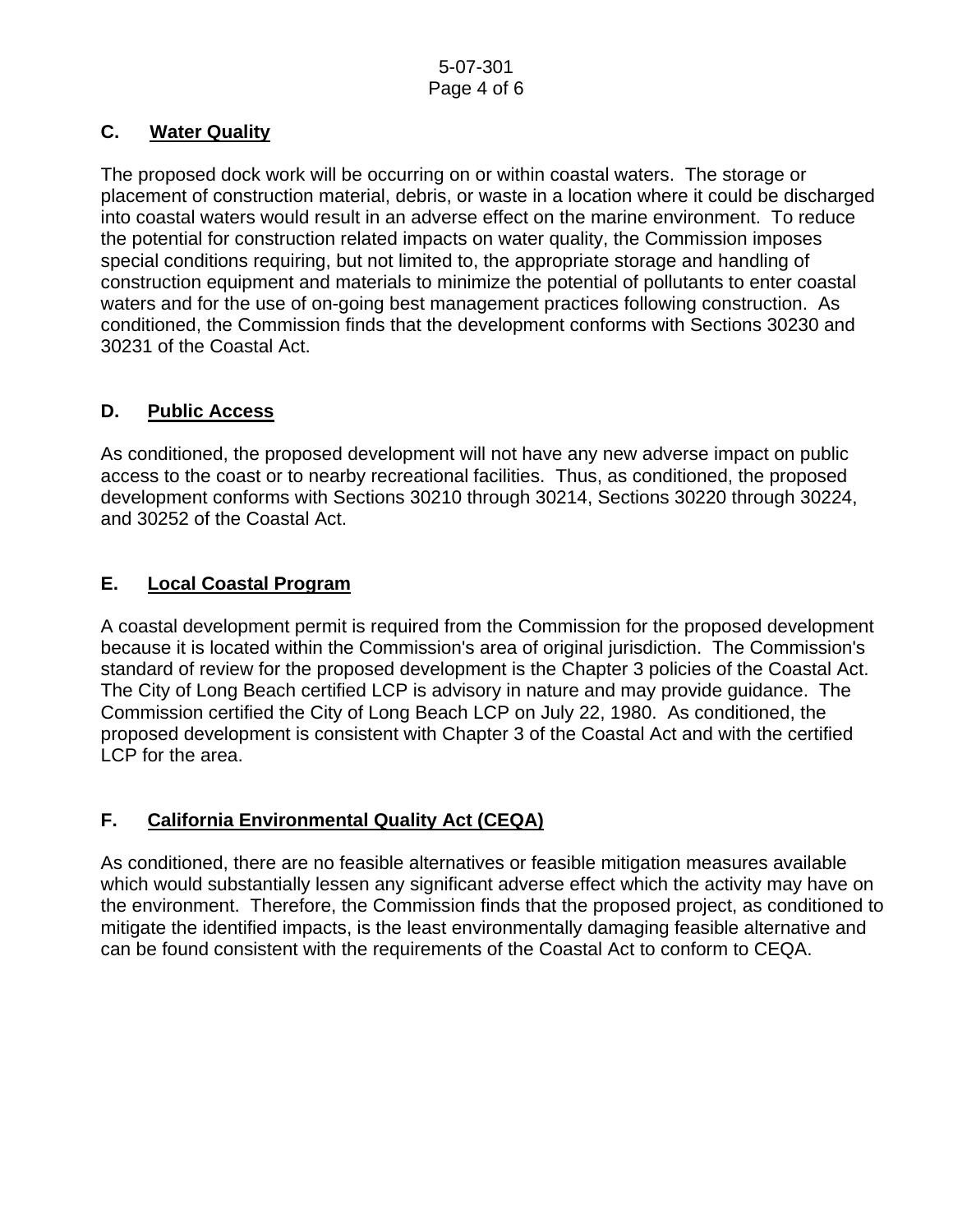## C. Water Quality

The proposed dock work will be occurring on or within coastal waters. The storage or placement of construction material, debris, or waste in a location where it could be discharged into coastal waters would result in an adverse effect on the marine environment. To reduce the potential for construction related impacts on water quality, the Commission imposes special conditions requiring, but not limited to, the appropriate storage and handling of construction equipment and materials to minimize the potential of pollutants to enter coastal waters and for the use of on-going best management practices following construction. As conditioned, the Commission finds that the development conforms with Sections 30230 and 30231 of the Coastal Act.

## D. Public Access

As conditioned, the proposed development will not have any new adverse impact on public access to the coast or to nearby recreational facilities. Thus, as conditioned, the proposed development conforms with Sections 30210 through 30214, Sections 30220 through 30224, and 30252 of the Coastal Act.

## E. Local Coastal Program

A coastal development permit is required from the Commission for the proposed development because it is located within the Commission's area of original jurisdiction. The Commission's standard of review for the proposed development is the Chapter 3 policies of the Coastal Act. The City of Long Beach certified LCP is advisory in nature and may provide guidance. The Commission certified the City of Long Beach LCP on July 22, 1980. As conditioned, the proposed development is consistent with Chapter 3 of the Coastal Act and with the certified LCP for the area.

## F. California Environmental Quality Act (CEQA)

As conditioned, there are no feasible alternatives or feasible mitigation measures available which would substantially lessen any significant adverse effect which the activity may have on the environment. Therefore, the Commission finds that the proposed project, as conditioned to mitigate the identified impacts, is the least environmentally damaging feasible alternative and can be found consistent with the requirements of the Coastal Act to conform to CEQA.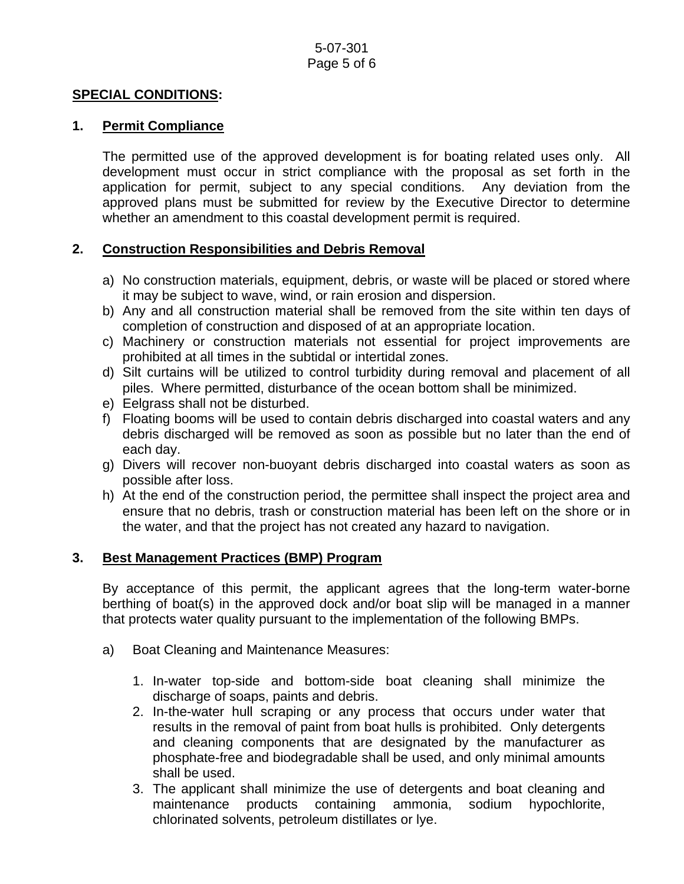## **SPECIAL CONDITIONS:**

### 1. Permit Compliance

The permitted use of the approved development is for boating related uses only. All development must occur in strict compliance with the proposal as set forth in the application for permit, subject to any special conditions. Any deviation from the approved plans must be submitted for review by the Executive Director to determine whether an amendment to this coastal development permit is required.

### 2. Construction Responsibilities and Debris Removal

a) No construction materials, equipment, debris, or waste will be placed or stored where it may be subject to wave, wind, or rain erosion and dispersion.
b) Any and all construction material shall be removed from the site within ten days of completion of construction and disposed of at an appropriate location.
c) Machinery or construction materials not essential for project improvements are prohibited at all times in the subtidal or intertidal zones.
d) Silt curtains will be utilized to control turbidity during removal and placement of all piles. Where permitted, disturbance of the ocean bottom shall be minimized.
e) Eelgrass shall not be disturbed.
f) Floating booms will be used to contain debris discharged into coastal waters and any debris discharged will be removed as soon as possible but no later than the end of each day.
g) Divers will recover non-buoyant debris discharged into coastal waters as soon as possible after loss.
h) At the end of the construction period, the permittee shall inspect the project area and ensure that no debris, trash or construction material has been left on the shore or in the water, and that the project has not created any hazard to navigation.

### 3. Best Management Practices (BMP) Program

By acceptance of this permit, the applicant agrees that the long-term water-borne berthing of boat(s) in the approved dock and/or boat slip will be managed in a manner that protects water quality pursuant to the implementation of the following BMPs.

a) Boat Cleaning and Maintenance Measures:

1. In-water top-side and bottom-side boat cleaning shall minimize the discharge of soaps, paints and debris.
2. In-the-water hull scraping or any process that occurs under water that results in the removal of paint from boat hulls is prohibited. Only detergents and cleaning components that are designated by the manufacturer as phosphate-free and biodegradable shall be used, and only minimal amounts shall be used.
3. The applicant shall minimize the use of detergents and boat cleaning and maintenance products containing ammonia, sodium hypochlorite, chlorinated solvents, petroleum distillates or lye.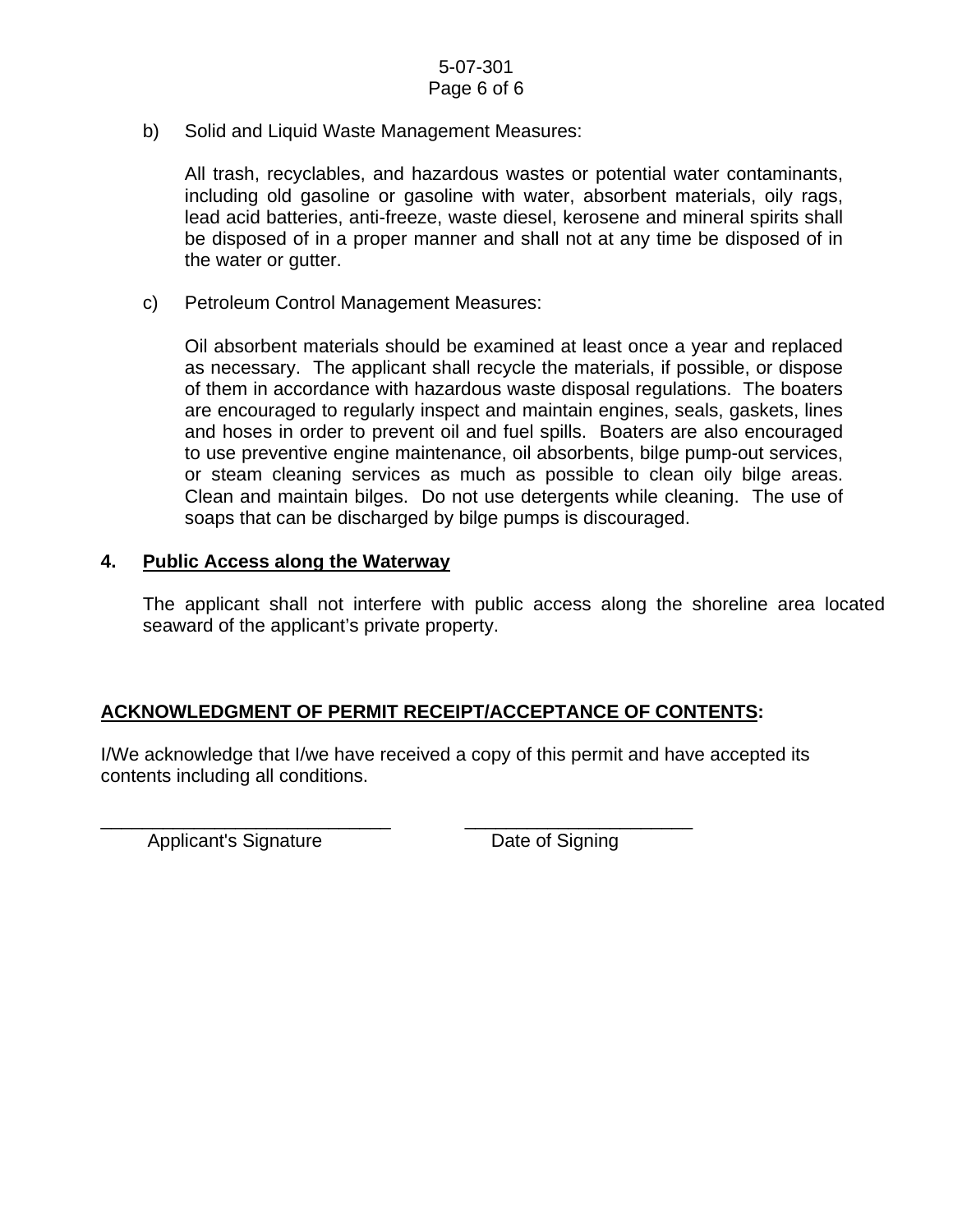b) Solid and Liquid Waste Management Measures:

All trash, recyclables, and hazardous wastes or potential water contaminants, including old gasoline or gasoline with water, absorbent materials, oily rags, lead acid batteries, anti-freeze, waste diesel, kerosene and mineral spirits shall be disposed of in a proper manner and shall not at any time be disposed of in the water or gutter.

c) Petroleum Control Management Measures:

Oil absorbent materials should be examined at least once a year and replaced as necessary. The applicant shall recycle the materials, if possible, or dispose of them in accordance with hazardous waste disposal regulations. The boaters are encouraged to regularly inspect and maintain engines, seals, gaskets, lines and hoses in order to prevent oil and fuel spills. Boaters are also encouraged to use preventive engine maintenance, oil absorbents, bilge pump-out services, or steam cleaning services as much as possible to clean oily bilge areas. Clean and maintain bilges. Do not use detergents while cleaning. The use of soaps that can be discharged by bilge pumps is discouraged.

**4. <u>Public Access along the Waterway</u>**

The applicant shall not interfere with public access along the shoreline area located seaward of the applicant's private property.

**<u>ACKNOWLEDGMENT OF PERMIT RECEIPT/ACCEPTANCE OF CONTENTS</u>:**

I/We acknowledge that I/we have received a copy of this permit and have accepted its contents including all conditions.

_____________________________ &nbsp;&nbsp;&nbsp;&nbsp;&nbsp;&nbsp; ______________________

Applicant's Signature &nbsp;&nbsp;&nbsp;&nbsp;&nbsp;&nbsp;&nbsp;&nbsp;&nbsp;&nbsp;&nbsp;&nbsp;&nbsp;&nbsp;&nbsp;&nbsp; Date of Signing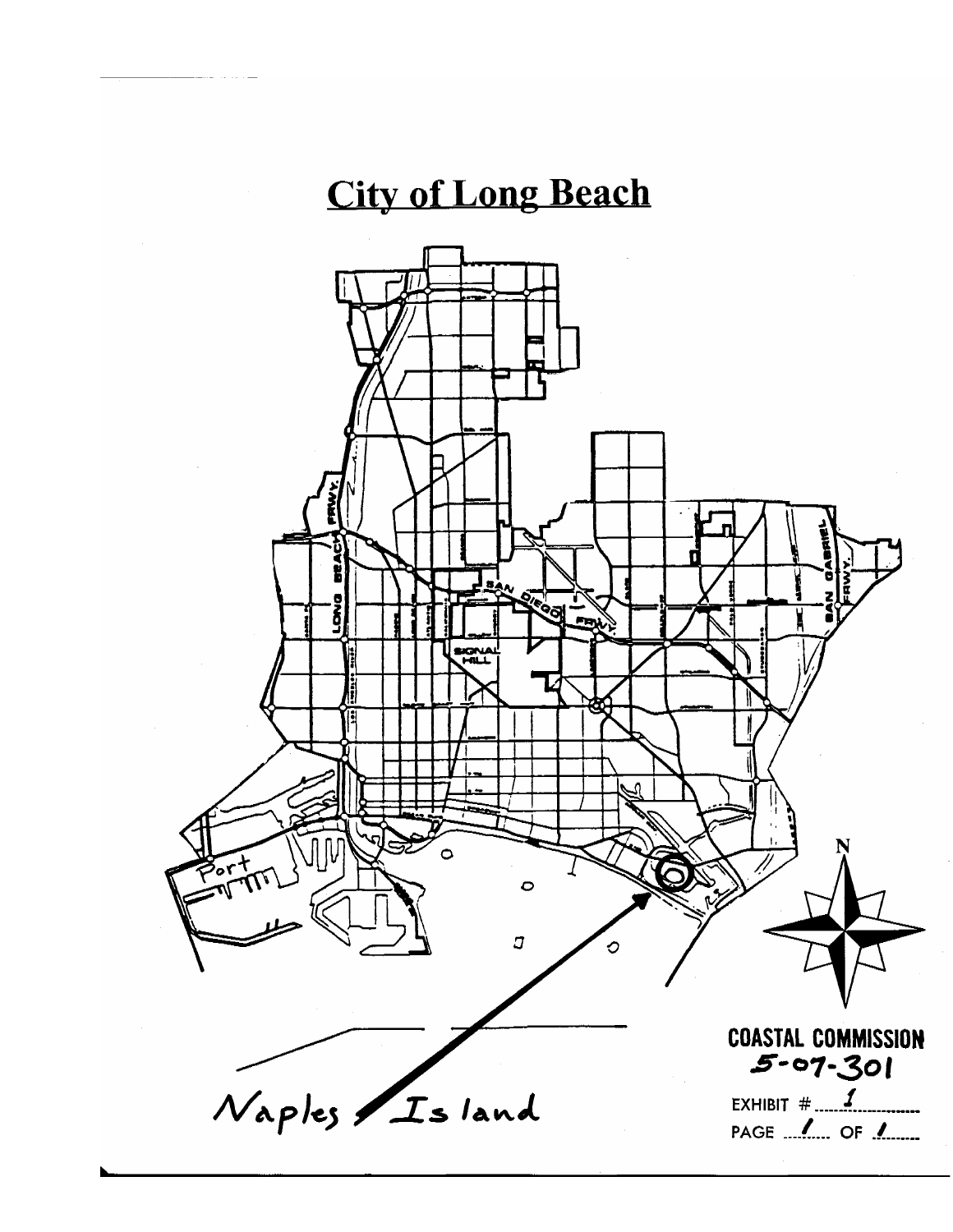# City of Long Beach

Port

Naples Island

**COASTAL COMMISSION**
5-07-301

EXHIBIT # 1

PAGE 1 OF 1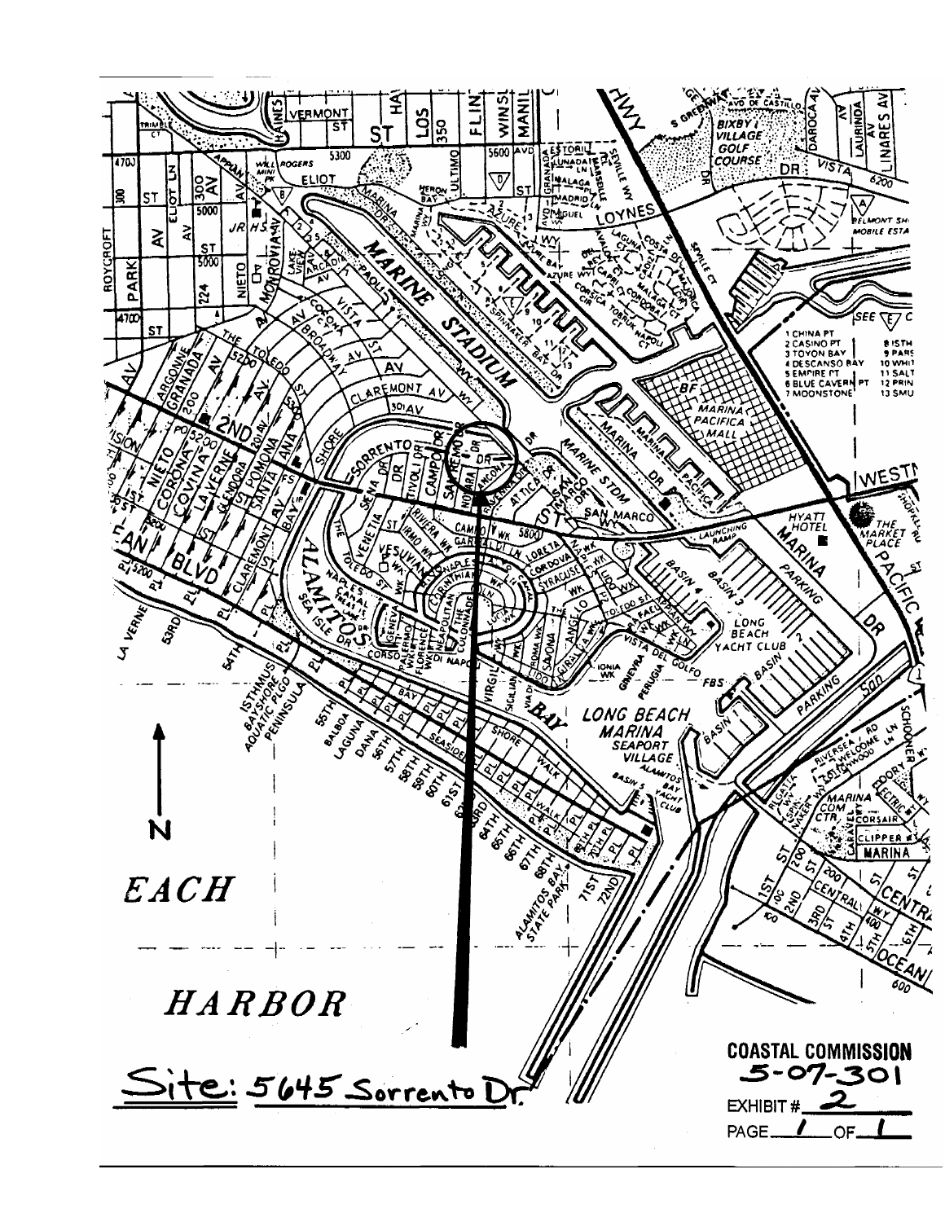Site: 5645 Sorrento Dr.

COASTAL COMMISSION
5-07-301

EXHIBIT # 2

PAGE 1 OF 1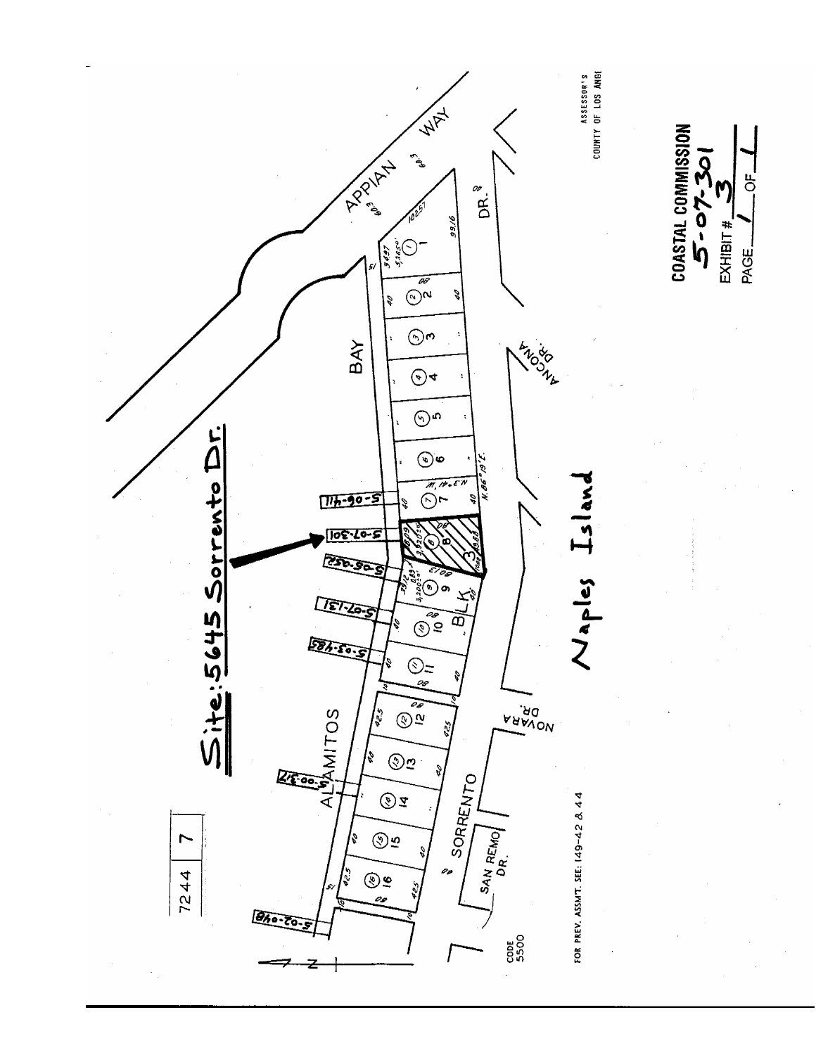# Site: 5645 Sorrento Dr.

APPIAN WAY

BAY

ALAMITOS

SORRENTO

ANCONA DR.

NOVARA DR.

SAN REMO DR.

Naples Island

BLK. 3

5-06-411

5-07-301

5-06-252

5-07-131

5-03-485

5-00-317

5-02-048

7244 | 7

CODE 5500

FOR PREV. ASSM'T. SEE: 149-42 & 44

ASSESSOR'S COUNTY OF LOS ANGE

**COASTAL COMMISSION**
**5-07-301**
EXHIBIT # 3
PAGE 1 OF 1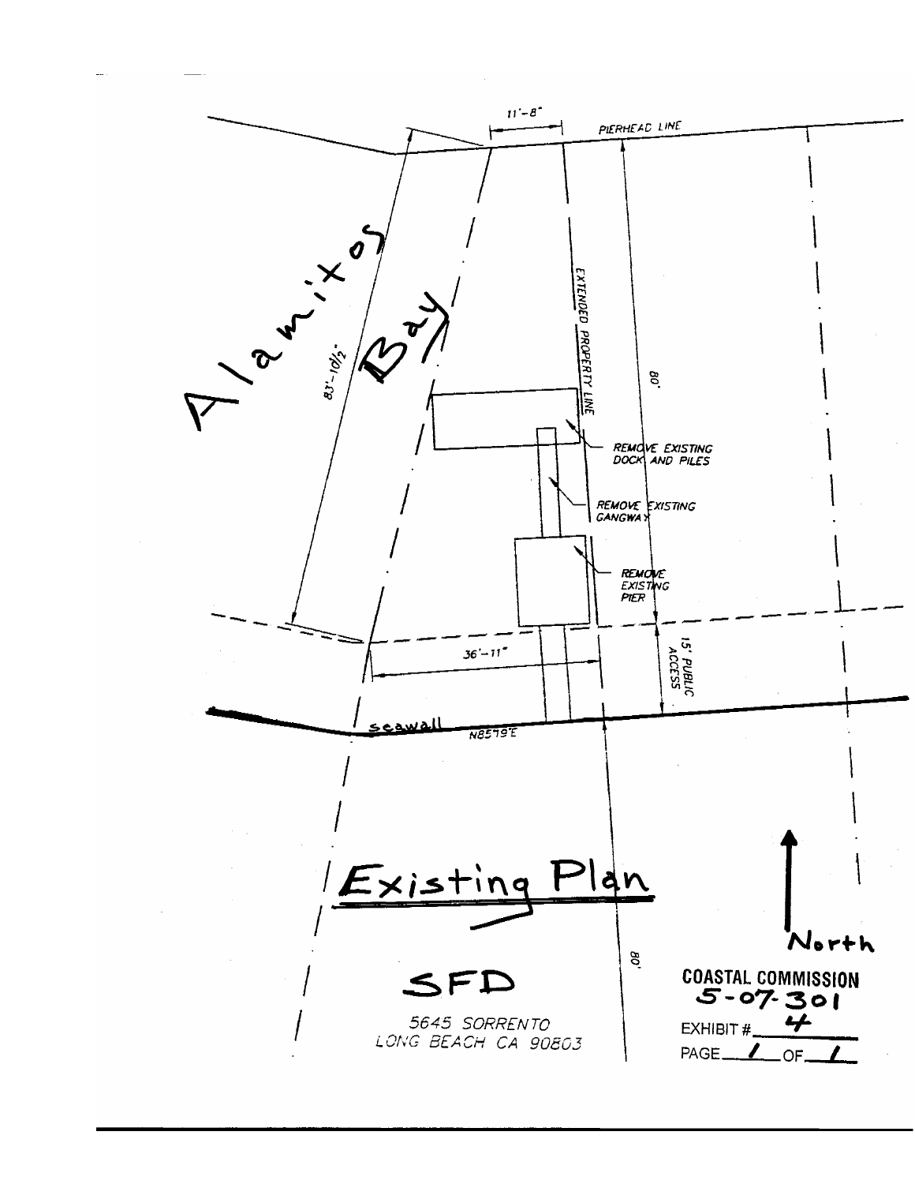11'-8"

PIERHEAD LINE

Alamitos Bay

83'-10½"

EXTENDED PROPERTY LINE

80'

REMOVE EXISTING DOCK AND PILES

REMOVE EXISTING GANGWAY

REMOVE EXISTING PIER

36'-11"

15' PUBLIC ACCESS

seawall

N85°19'E

# Existing Plan

North

80'

SFD

5645 SORRENTO
LONG BEACH CA 90803

**COASTAL COMMISSION**
**5-07-301**

EXHIBIT # 4

PAGE 1 OF 1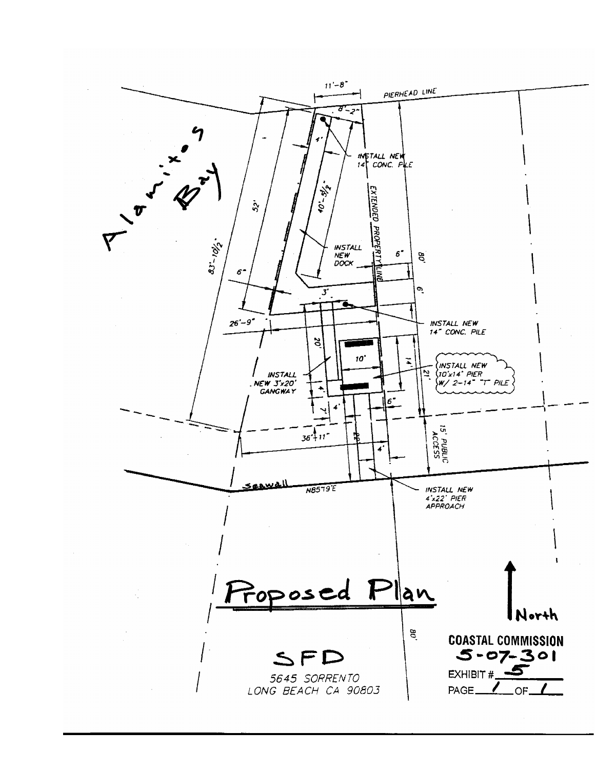Alamitos Bay

PIERHEAD LINE

11'-8"

8'-2"

INSTALL NEW 14" CONC. PILE

4'

40'-5½"

52'

83'-10½"

EXTENDED PROPERTY LINE

INSTALL NEW DOCK

6"

80'

6'

6"

3'

26'-9"

INSTALL NEW 14" CONC. PILE

20'

10'

14'

21'

INSTALL NEW 3'x20' GANGWAY

INSTALL NEW 10'x14' PIER W/ 2-14" "T" PILE

4'

7'

4'

6"

36'±11"

22'

4'

15' PUBLIC ACCESS

Seawall

N85°19'E

INSTALL NEW 4'x22' PIER APPROACH

# Proposed Plan

North

80'

SFD

5645 SORRENTO
LONG BEACH CA 90803

**COASTAL COMMISSION**
**5-07-301**
EXHIBIT # 5
PAGE 1 OF 1